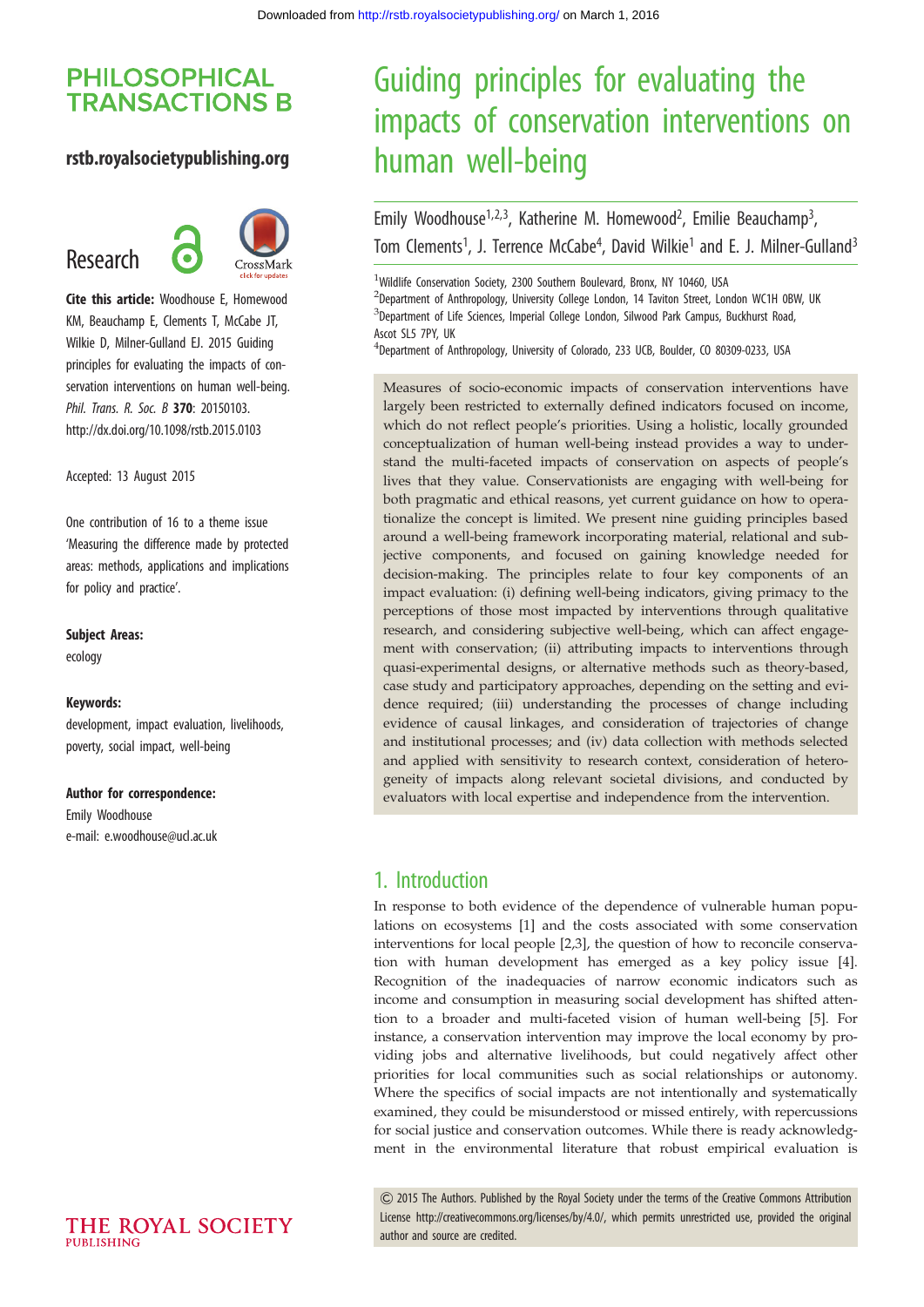# Guiding principles for evaluating the impacts of conservation interventions on human well-being

Emily Woodhouse[1,2,3], Katherine M. Homewood[2], Emilie Beauchamp[3], Tom Clements[1], J. Terrence McCabe[4], David Wilkie[1] and E. J. Milner-Gulland[3]

[1]Wildlife Conservation Society, 2300 Southern Boulevard, Bronx, NY 10460, USA
[2]Department of Anthropology, University College London, 14 Taviton Street, London WC1H 0BW, UK
[3]Department of Life Sciences, Imperial College London, Silwood Park Campus, Buckhurst Road, Ascot SL5 7PY, UK
[4]Department of Anthropology, University of Colorado, 233 UCB, Boulder, CO 80309-0233, USA

**PHILOSOPHICAL TRANSACTIONS B**

**rstb.royalsocietypublishing.org**

Research

**Cite this article:** Woodhouse E, Homewood KM, Beauchamp E, Clements T, McCabe JT, Wilkie D, Milner-Gulland EJ. 2015 Guiding principles for evaluating the impacts of conservation interventions on human well-being. *Phil. Trans. R. Soc. B* **370**: 20150103. http://dx.doi.org/10.1098/rstb.2015.0103

Accepted: 13 August 2015

One contribution of 16 to a theme issue 'Measuring the difference made by protected areas: methods, applications and implications for policy and practice'.

**Subject Areas:**
ecology

**Keywords:**
development, impact evaluation, livelihoods, poverty, social impact, well-being

**Author for correspondence:**
Emily Woodhouse
e-mail: e.woodhouse@ucl.ac.uk

Measures of socio-economic impacts of conservation interventions have largely been restricted to externally defined indicators focused on income, which do not reflect people's priorities. Using a holistic, locally grounded conceptualization of human well-being instead provides a way to understand the multi-faceted impacts of conservation on aspects of people's lives that they value. Conservationists are engaging with well-being for both pragmatic and ethical reasons, yet current guidance on how to operationalize the concept is limited. We present nine guiding principles based around a well-being framework incorporating material, relational and subjective components, and focused on gaining knowledge needed for decision-making. The principles relate to four key components of an impact evaluation: (i) defining well-being indicators, giving primacy to the perceptions of those most impacted by interventions through qualitative research, and considering subjective well-being, which can affect engagement with conservation; (ii) attributing impacts to interventions through quasi-experimental designs, or alternative methods such as theory-based, case study and participatory approaches, depending on the setting and evidence required; (iii) understanding the processes of change including evidence of causal linkages, and consideration of trajectories of change and institutional processes; and (iv) data collection with methods selected and applied with sensitivity to research context, consideration of heterogeneity of impacts along relevant societal divisions, and conducted by evaluators with local expertise and independence from the intervention.

## 1. Introduction

In response to both evidence of the dependence of vulnerable human populations on ecosystems [1] and the costs associated with some conservation interventions for local people [2,3], the question of how to reconcile conservation with human development has emerged as a key policy issue [4]. Recognition of the inadequacies of narrow economic indicators such as income and consumption in measuring social development has shifted attention to a broader and multi-faceted vision of human well-being [5]. For instance, a conservation intervention may improve the local economy by providing jobs and alternative livelihoods, but could negatively affect other priorities for local communities such as social relationships or autonomy. Where the specifics of social impacts are not intentionally and systematically examined, they could be misunderstood or missed entirely, with repercussions for social justice and conservation outcomes. While there is ready acknowledgment in the environmental literature that robust empirical evaluation is

© 2015 The Authors. Published by the Royal Society under the terms of the Creative Commons Attribution License http://creativecommons.org/licenses/by/4.0/, which permits unrestricted use, provided the original author and source are credited.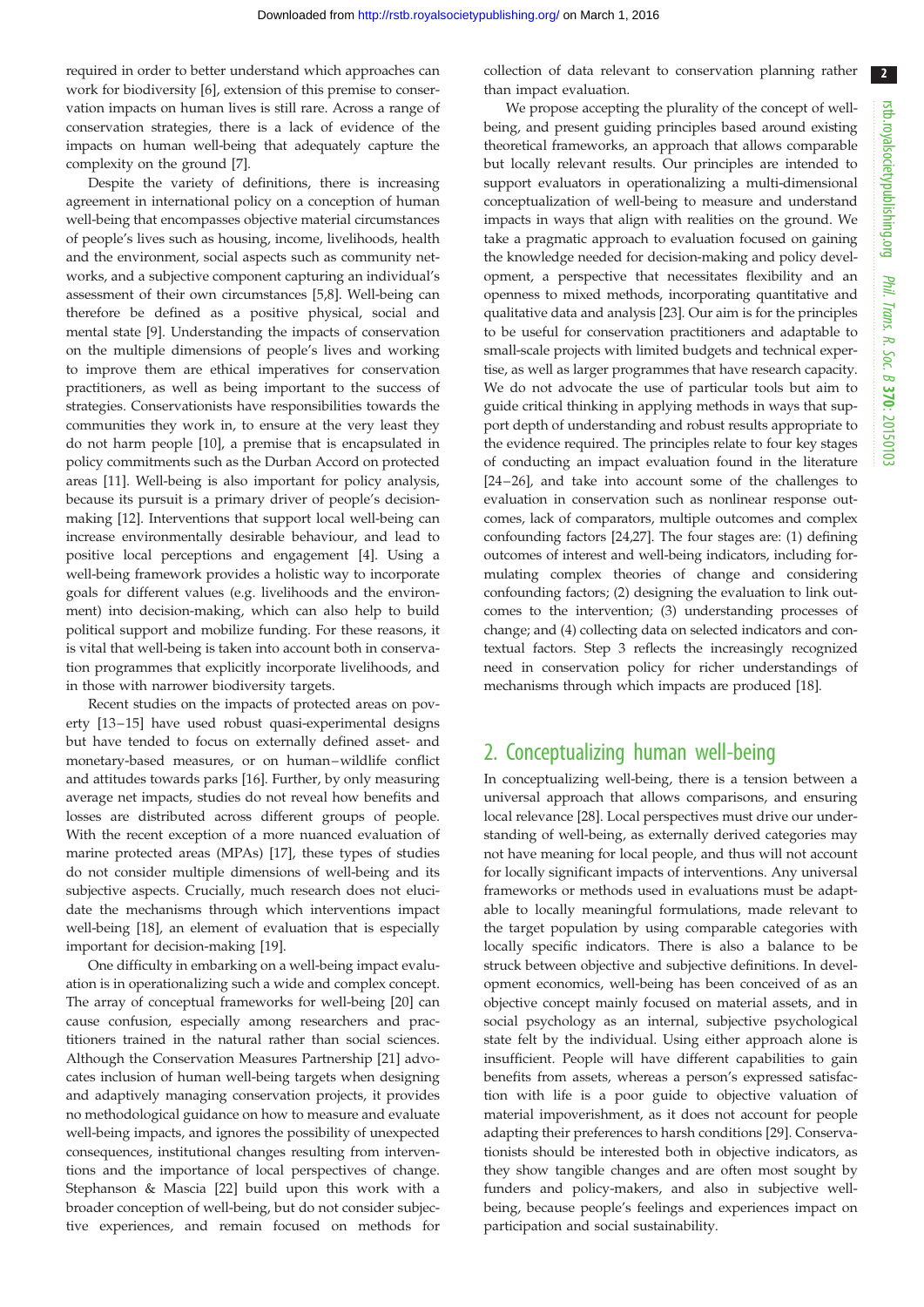required in order to better understand which approaches can work for biodiversity [6], extension of this premise to conservation impacts on human lives is still rare. Across a range of conservation strategies, there is a lack of evidence of the impacts on human well-being that adequately capture the complexity on the ground [7].

Despite the variety of definitions, there is increasing agreement in international policy on a conception of human well-being that encompasses objective material circumstances of people's lives such as housing, income, livelihoods, health and the environment, social aspects such as community networks, and a subjective component capturing an individual's assessment of their own circumstances [5,8]. Well-being can therefore be defined as a positive physical, social and mental state [9]. Understanding the impacts of conservation on the multiple dimensions of people's lives and working to improve them are ethical imperatives for conservation practitioners, as well as being important to the success of strategies. Conservationists have responsibilities towards the communities they work in, to ensure at the very least they do not harm people [10], a premise that is encapsulated in policy commitments such as the Durban Accord on protected areas [11]. Well-being is also important for policy analysis, because its pursuit is a primary driver of people's decision-making [12]. Interventions that support local well-being can increase environmentally desirable behaviour, and lead to positive local perceptions and engagement [4]. Using a well-being framework provides a holistic way to incorporate goals for different values (e.g. livelihoods and the environment) into decision-making, which can also help to build political support and mobilize funding. For these reasons, it is vital that well-being is taken into account both in conservation programmes that explicitly incorporate livelihoods, and in those with narrower biodiversity targets.

Recent studies on the impacts of protected areas on poverty [13–15] have used robust quasi-experimental designs but have tended to focus on externally defined asset- and monetary-based measures, or on human–wildlife conflict and attitudes towards parks [16]. Further, by only measuring average net impacts, studies do not reveal how benefits and losses are distributed across different groups of people. With the recent exception of a more nuanced evaluation of marine protected areas (MPAs) [17], these types of studies do not consider multiple dimensions of well-being and its subjective aspects. Crucially, much research does not elucidate the mechanisms through which interventions impact well-being [18], an element of evaluation that is especially important for decision-making [19].

One difficulty in embarking on a well-being impact evaluation is in operationalizing such a wide and complex concept. The array of conceptual frameworks for well-being [20] can cause confusion, especially among researchers and practitioners trained in the natural rather than social sciences. Although the Conservation Measures Partnership [21] advocates inclusion of human well-being targets when designing and adaptively managing conservation projects, it provides no methodological guidance on how to measure and evaluate well-being impacts, and ignores the possibility of unexpected consequences, institutional changes resulting from interventions and the importance of local perspectives of change. Stephanson & Mascia [22] build upon this work with a broader conception of well-being, but do not consider subjective experiences, and remain focused on methods for collection of data relevant to conservation planning rather than impact evaluation.

We propose accepting the plurality of the concept of well-being, and present guiding principles based around existing theoretical frameworks, an approach that allows comparable but locally relevant results. Our principles are intended to support evaluators in operationalizing a multi-dimensional conceptualization of well-being to measure and understand impacts in ways that align with realities on the ground. We take a pragmatic approach to evaluation focused on gaining the knowledge needed for decision-making and policy development, a perspective that necessitates flexibility and an openness to mixed methods, incorporating quantitative and qualitative data and analysis [23]. Our aim is for the principles to be useful for conservation practitioners and adaptable to small-scale projects with limited budgets and technical expertise, as well as larger programmes that have research capacity. We do not advocate the use of particular tools but aim to guide critical thinking in applying methods in ways that support depth of understanding and robust results appropriate to the evidence required. The principles relate to four key stages of conducting an impact evaluation found in the literature [24–26], and take into account some of the challenges to evaluation in conservation such as nonlinear response outcomes, lack of comparators, multiple outcomes and complex confounding factors [24,27]. The four stages are: (1) defining outcomes of interest and well-being indicators, including formulating complex theories of change and considering confounding factors; (2) designing the evaluation to link outcomes to the intervention; (3) understanding processes of change; and (4) collecting data on selected indicators and contextual factors. Step 3 reflects the increasingly recognized need in conservation policy for richer understandings of mechanisms through which impacts are produced [18].

## 2. Conceptualizing human well-being

In conceptualizing well-being, there is a tension between a universal approach that allows comparisons, and ensuring local relevance [28]. Local perspectives must drive our understanding of well-being, as externally derived categories may not have meaning for local people, and thus will not account for locally significant impacts of interventions. Any universal frameworks or methods used in evaluations must be adaptable to locally meaningful formulations, made relevant to the target population by using comparable categories with locally specific indicators. There is also a balance to be struck between objective and subjective definitions. In development economics, well-being has been conceived of as an objective concept mainly focused on material assets, and in social psychology as an internal, subjective psychological state felt by the individual. Using either approach alone is insufficient. People will have different capabilities to gain benefits from assets, whereas a person's expressed satisfaction with life is a poor guide to objective valuation of material impoverishment, as it does not account for people adapting their preferences to harsh conditions [29]. Conservationists should be interested both in objective indicators, as they show tangible changes and are often most sought by funders and policy-makers, and also in subjective well-being, because people's feelings and experiences impact on participation and social sustainability.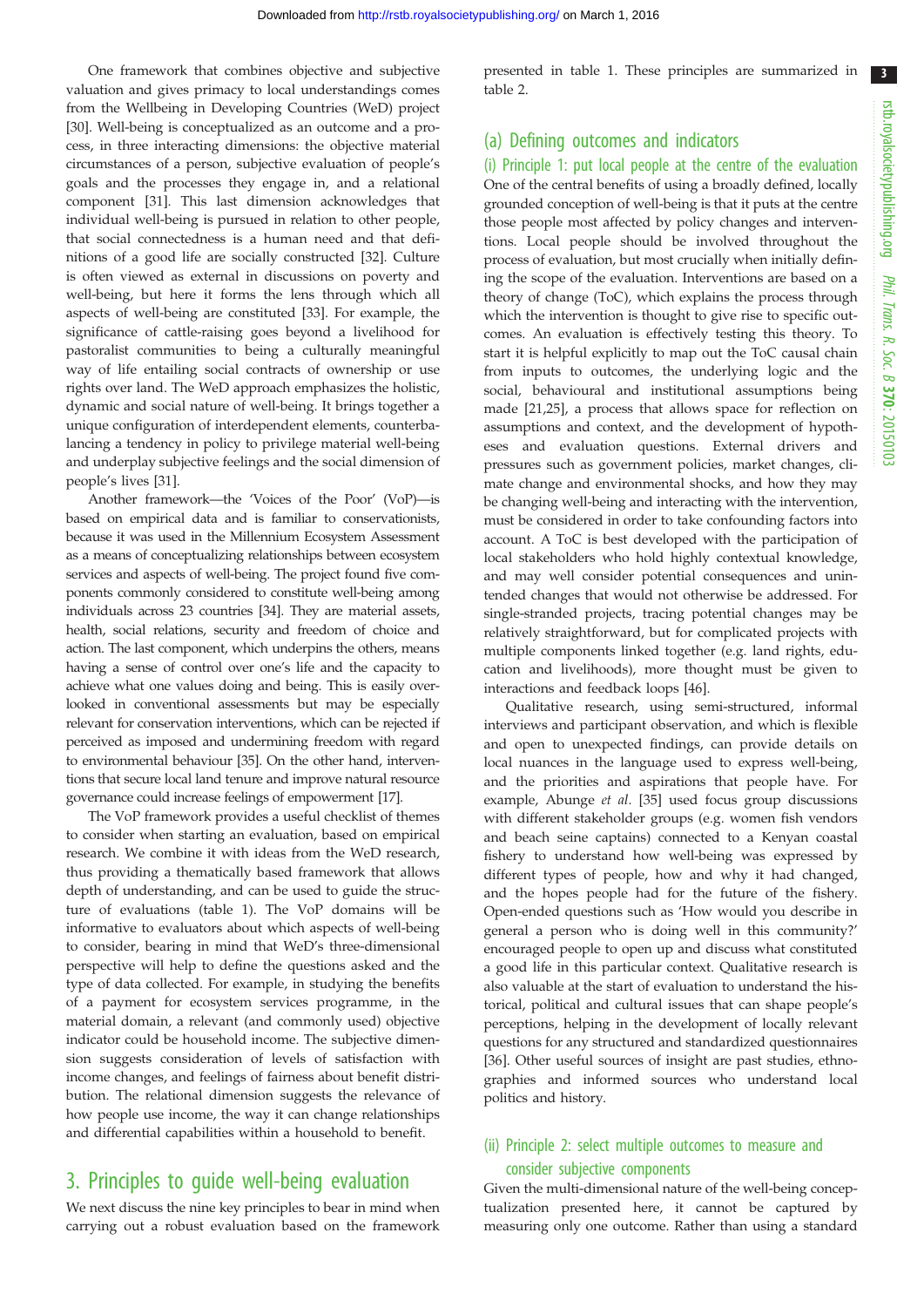One framework that combines objective and subjective valuation and gives primacy to local understandings comes from the Wellbeing in Developing Countries (WeD) project [30]. Well-being is conceptualized as an outcome and a process, in three interacting dimensions: the objective material circumstances of a person, subjective evaluation of people's goals and the processes they engage in, and a relational component [31]. This last dimension acknowledges that individual well-being is pursued in relation to other people, that social connectedness is a human need and that definitions of a good life are socially constructed [32]. Culture is often viewed as external in discussions on poverty and well-being, but here it forms the lens through which all aspects of well-being are constituted [33]. For example, the significance of cattle-raising goes beyond a livelihood for pastoralist communities to being a culturally meaningful way of life entailing social contracts of ownership or use rights over land. The WeD approach emphasizes the holistic, dynamic and social nature of well-being. It brings together a unique configuration of interdependent elements, counterbalancing a tendency in policy to privilege material well-being and underplay subjective feelings and the social dimension of people's lives [31].

Another framework—the 'Voices of the Poor' (VoP)—is based on empirical data and is familiar to conservationists, because it was used in the Millennium Ecosystem Assessment as a means of conceptualizing relationships between ecosystem services and aspects of well-being. The project found five components commonly considered to constitute well-being among individuals across 23 countries [34]. They are material assets, health, social relations, security and freedom of choice and action. The last component, which underpins the others, means having a sense of control over one's life and the capacity to achieve what one values doing and being. This is easily overlooked in conventional assessments but may be especially relevant for conservation interventions, which can be rejected if perceived as imposed and undermining freedom with regard to environmental behaviour [35]. On the other hand, interventions that secure local land tenure and improve natural resource governance could increase feelings of empowerment [17].

The VoP framework provides a useful checklist of themes to consider when starting an evaluation, based on empirical research. We combine it with ideas from the WeD research, thus providing a thematically based framework that allows depth of understanding, and can be used to guide the structure of evaluations (table 1). The VoP domains will be informative to evaluators about which aspects of well-being to consider, bearing in mind that WeD's three-dimensional perspective will help to define the questions asked and the type of data collected. For example, in studying the benefits of a payment for ecosystem services programme, in the material domain, a relevant (and commonly used) objective indicator could be household income. The subjective dimension suggests consideration of levels of satisfaction with income changes, and feelings of fairness about benefit distribution. The relational dimension suggests the relevance of how people use income, the way it can change relationships and differential capabilities within a household to benefit.

## 3. Principles to guide well-being evaluation

We next discuss the nine key principles to bear in mind when carrying out a robust evaluation based on the framework presented in table 1. These principles are summarized in table 2.

### (a) Defining outcomes and indicators

#### (i) Principle 1: put local people at the centre of the evaluation

One of the central benefits of using a broadly defined, locally grounded conception of well-being is that it puts at the centre those people most affected by policy changes and interventions. Local people should be involved throughout the process of evaluation, but most crucially when initially defining the scope of the evaluation. Interventions are based on a theory of change (ToC), which explains the process through which the intervention is thought to give rise to specific outcomes. An evaluation is effectively testing this theory. To start it is helpful explicitly to map out the ToC causal chain from inputs to outcomes, the underlying logic and the social, behavioural and institutional assumptions being made [21,25], a process that allows space for reflection on assumptions and context, and the development of hypotheses and evaluation questions. External drivers and pressures such as government policies, market changes, climate change and environmental shocks, and how they may be changing well-being and interacting with the intervention, must be considered in order to take confounding factors into account. A ToC is best developed with the participation of local stakeholders who hold highly contextual knowledge, and may well consider potential consequences and unintended changes that would not otherwise be addressed. For single-stranded projects, tracing potential changes may be relatively straightforward, but for complicated projects with multiple components linked together (e.g. land rights, education and livelihoods), more thought must be given to interactions and feedback loops [46].

Qualitative research, using semi-structured, informal interviews and participant observation, and which is flexible and open to unexpected findings, can provide details on local nuances in the language used to express well-being, and the priorities and aspirations that people have. For example, Abunge *et al.* [35] used focus group discussions with different stakeholder groups (e.g. women fish vendors and beach seine captains) connected to a Kenyan coastal fishery to understand how well-being was expressed by different types of people, how and why it had changed, and the hopes people had for the future of the fishery. Open-ended questions such as 'How would you describe in general a person who is doing well in this community?' encouraged people to open up and discuss what constituted a good life in this particular context. Qualitative research is also valuable at the start of evaluation to understand the historical, political and cultural issues that can shape people's perceptions, helping in the development of locally relevant questions for any structured and standardized questionnaires [36]. Other useful sources of insight are past studies, ethnographies and informed sources who understand local politics and history.

#### (ii) Principle 2: select multiple outcomes to measure and consider subjective components

Given the multi-dimensional nature of the well-being conceptualization presented here, it cannot be captured by measuring only one outcome. Rather than using a standard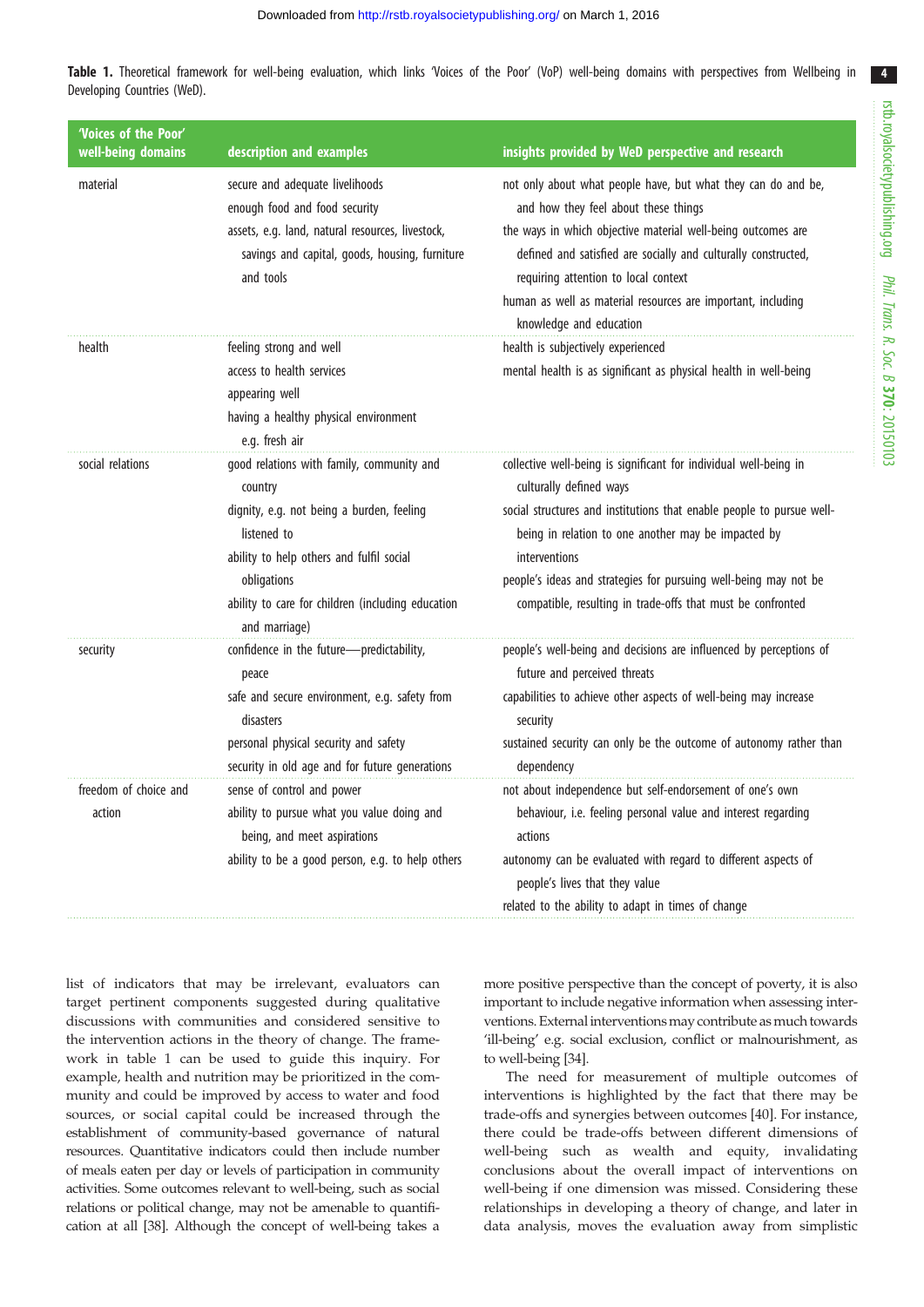**Table 1.** Theoretical framework for well-being evaluation, which links 'Voices of the Poor' (VoP) well-being domains with perspectives from Wellbeing in Developing Countries (WeD).

| 'Voices of the Poor' well-being domains | description and examples | insights provided by WeD perspective and research |
|---|---|---|
| material | secure and adequate livelihoods<br>enough food and food security<br>assets, e.g. land, natural resources, livestock, savings and capital, goods, housing, furniture and tools | not only about what people have, but what they can do and be, and how they feel about these things<br>the ways in which objective material well-being outcomes are defined and satisfied are socially and culturally constructed, requiring attention to local context<br>human as well as material resources are important, including knowledge and education |
| health | feeling strong and well<br>access to health services<br>appearing well<br>having a healthy physical environment e.g. fresh air | health is subjectively experienced<br>mental health is as significant as physical health in well-being |
| social relations | good relations with family, community and country<br>dignity, e.g. not being a burden, feeling listened to<br>ability to help others and fulfil social obligations<br>ability to care for children (including education and marriage) | collective well-being is significant for individual well-being in culturally defined ways<br>social structures and institutions that enable people to pursue well-being in relation to one another may be impacted by interventions<br>people's ideas and strategies for pursuing well-being may not be compatible, resulting in trade-offs that must be confronted |
| security | confidence in the future—predictability, peace<br>safe and secure environment, e.g. safety from disasters<br>personal physical security and safety<br>security in old age and for future generations | people's well-being and decisions are influenced by perceptions of future and perceived threats<br>capabilities to achieve other aspects of well-being may increase security<br>sustained security can only be the outcome of autonomy rather than dependency |
| freedom of choice and action | sense of control and power<br>ability to pursue what you value doing and being, and meet aspirations<br>ability to be a good person, e.g. to help others | not about independence but self-endorsement of one's own behaviour, i.e. feeling personal value and interest regarding actions<br>autonomy can be evaluated with regard to different aspects of people's lives that they value<br>related to the ability to adapt in times of change |

list of indicators that may be irrelevant, evaluators can target pertinent components suggested during qualitative discussions with communities and considered sensitive to the intervention actions in the theory of change. The framework in table 1 can be used to guide this inquiry. For example, health and nutrition may be prioritized in the community and could be improved by access to water and food sources, or social capital could be increased through the establishment of community-based governance of natural resources. Quantitative indicators could then include number of meals eaten per day or levels of participation in community activities. Some outcomes relevant to well-being, such as social relations or political change, may not be amenable to quantification at all [38]. Although the concept of well-being takes a more positive perspective than the concept of poverty, it is also important to include negative information when assessing interventions. External interventions may contribute as much towards 'ill-being' e.g. social exclusion, conflict or malnourishment, as to well-being [34].

The need for measurement of multiple outcomes of interventions is highlighted by the fact that there may be trade-offs and synergies between outcomes [40]. For instance, there could be trade-offs between different dimensions of well-being such as wealth and equity, invalidating conclusions about the overall impact of interventions on well-being if one dimension was missed. Considering these relationships in developing a theory of change, and later in data analysis, moves the evaluation away from simplistic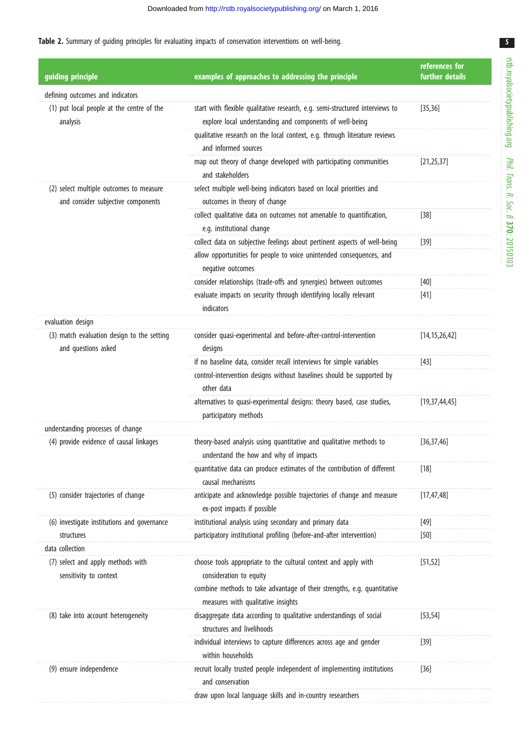**Table 2.** Summary of guiding principles for evaluating impacts of conservation interventions on well-being.

| guiding principle | examples of approaches to addressing the principle | references for further details |
|---|---|---|
| defining outcomes and indicators | | |
| (1) put local people at the centre of the analysis | start with flexible qualitative research, e.g. semi-structured interviews to explore local understanding and components of well-being | [35,36] |
| | qualitative research on the local context, e.g. through literature reviews and informed sources | |
| | map out theory of change developed with participating communities and stakeholders | [21,25,37] |
| (2) select multiple outcomes to measure and consider subjective components | select multiple well-being indicators based on local priorities and outcomes in theory of change | |
| | collect qualitative data on outcomes not amenable to quantification, e.g. institutional change | [38] |
| | collect data on subjective feelings about pertinent aspects of well-being | [39] |
| | allow opportunities for people to voice unintended consequences, and negative outcomes | |
| | consider relationships (trade-offs and synergies) between outcomes | [40] |
| | evaluate impacts on security through identifying locally relevant indicators | [41] |
| evaluation design | | |
| (3) match evaluation design to the setting and questions asked | consider quasi-experimental and before-after-control-intervention designs | [14,15,26,42] |
| | if no baseline data, consider recall interviews for simple variables | [43] |
| | control-intervention designs without baselines should be supported by other data | |
| | alternatives to quasi-experimental designs: theory based, case studies, participatory methods | [19,37,44,45] |
| understanding processes of change | | |
| (4) provide evidence of causal linkages | theory-based analysis using quantitative and qualitative methods to understand the how and why of impacts | [36,37,46] |
| | quantitative data can produce estimates of the contribution of different causal mechanisms | [18] |
| (5) consider trajectories of change | anticipate and acknowledge possible trajectories of change and measure ex-post impacts if possible | [17,47,48] |
| (6) investigate institutions and governance structures | institutional analysis using secondary and primary data | [49] |
| | participatory institutional profiling (before-and-after intervention) | [50] |
| data collection | | |
| (7) select and apply methods with sensitivity to context | choose tools appropriate to the cultural context and apply with consideration to equity | [51,52] |
| | combine methods to take advantage of their strengths, e.g. quantitative measures with qualitative insights | |
| (8) take into account heterogeneity | disaggregate data according to qualitative understandings of social structures and livelihoods | [53,54] |
| | individual interviews to capture differences across age and gender within households | [39] |
| (9) ensure independence | recruit locally trusted people independent of implementing institutions and conservation | [36] |
| | draw upon local language skills and in-country researchers | |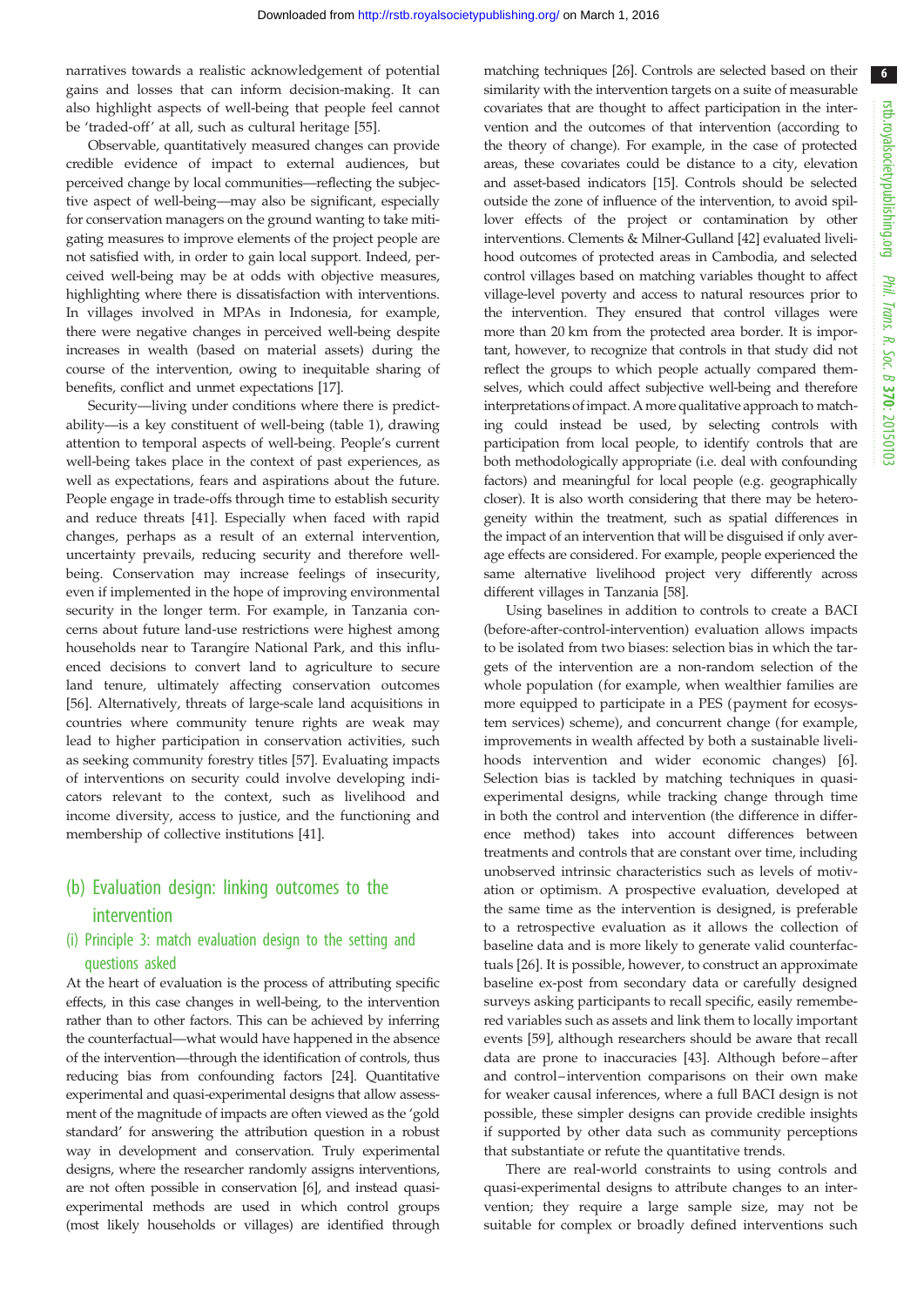narratives towards a realistic acknowledgement of potential gains and losses that can inform decision-making. It can also highlight aspects of well-being that people feel cannot be 'traded-off' at all, such as cultural heritage [55].

Observable, quantitatively measured changes can provide credible evidence of impact to external audiences, but perceived change by local communities—reflecting the subjective aspect of well-being—may also be significant, especially for conservation managers on the ground wanting to take mitigating measures to improve elements of the project people are not satisfied with, in order to gain local support. Indeed, perceived well-being may be at odds with objective measures, highlighting where there is dissatisfaction with interventions. In villages involved in MPAs in Indonesia, for example, there were negative changes in perceived well-being despite increases in wealth (based on material assets) during the course of the intervention, owing to inequitable sharing of benefits, conflict and unmet expectations [17].

Security—living under conditions where there is predictability—is a key constituent of well-being (table 1), drawing attention to temporal aspects of well-being. People's current well-being takes place in the context of past experiences, as well as expectations, fears and aspirations about the future. People engage in trade-offs through time to establish security and reduce threats [41]. Especially when faced with rapid changes, perhaps as a result of an external intervention, uncertainty prevails, reducing security and therefore well-being. Conservation may increase feelings of insecurity, even if implemented in the hope of improving environmental security in the longer term. For example, in Tanzania concerns about future land-use restrictions were highest among households near to Tarangire National Park, and this influenced decisions to convert land to agriculture to secure land tenure, ultimately affecting conservation outcomes [56]. Alternatively, threats of large-scale land acquisitions in countries where community tenure rights are weak may lead to higher participation in conservation activities, such as seeking community forestry titles [57]. Evaluating impacts of interventions on security could involve developing indicators relevant to the context, such as livelihood and income diversity, access to justice, and the functioning and membership of collective institutions [41].

## (b) Evaluation design: linking outcomes to the intervention

### (i) Principle 3: match evaluation design to the setting and questions asked

At the heart of evaluation is the process of attributing specific effects, in this case changes in well-being, to the intervention rather than to other factors. This can be achieved by inferring the counterfactual—what would have happened in the absence of the intervention—through the identification of controls, thus reducing bias from confounding factors [24]. Quantitative experimental and quasi-experimental designs that allow assessment of the magnitude of impacts are often viewed as the 'gold standard' for answering the attribution question in a robust way in development and conservation. Truly experimental designs, where the researcher randomly assigns interventions, are not often possible in conservation [6], and instead quasi-experimental methods are used in which control groups (most likely households or villages) are identified through matching techniques [26]. Controls are selected based on their similarity with the intervention targets on a suite of measurable covariates that are thought to affect participation in the intervention and the outcomes of that intervention (according to the theory of change). For example, in the case of protected areas, these covariates could be distance to a city, elevation and asset-based indicators [15]. Controls should be selected outside the zone of influence of the intervention, to avoid spillover effects of the project or contamination by other interventions. Clements & Milner-Gulland [42] evaluated livelihood outcomes of protected areas in Cambodia, and selected control villages based on matching variables thought to affect village-level poverty and access to natural resources prior to the intervention. They ensured that control villages were more than 20 km from the protected area border. It is important, however, to recognize that controls in that study did not reflect the groups to which people actually compared themselves, which could affect subjective well-being and therefore interpretations of impact. A more qualitative approach to matching could instead be used, by selecting controls with participation from local people, to identify controls that are both methodologically appropriate (i.e. deal with confounding factors) and meaningful for local people (e.g. geographically closer). It is also worth considering that there may be heterogeneity within the treatment, such as spatial differences in the impact of an intervention that will be disguised if only average effects are considered. For example, people experienced the same alternative livelihood project very differently across different villages in Tanzania [58].

Using baselines in addition to controls to create a BACI (before-after-control-intervention) evaluation allows impacts to be isolated from two biases: selection bias in which the targets of the intervention are a non-random selection of the whole population (for example, when wealthier families are more equipped to participate in a PES (payment for ecosystem services) scheme), and concurrent change (for example, improvements in wealth affected by both a sustainable livelihoods intervention and wider economic changes) [6]. Selection bias is tackled by matching techniques in quasi-experimental designs, while tracking change through time in both the control and intervention (the difference in difference method) takes into account differences between treatments and controls that are constant over time, including unobserved intrinsic characteristics such as levels of motivation or optimism. A prospective evaluation, developed at the same time as the intervention is designed, is preferable to a retrospective evaluation as it allows the collection of baseline data and is more likely to generate valid counterfactuals [26]. It is possible, however, to construct an approximate baseline ex-post from secondary data or carefully designed surveys asking participants to recall specific, easily remembered variables such as assets and link them to locally important events [59], although researchers should be aware that recall data are prone to inaccuracies [43]. Although before–after and control–intervention comparisons on their own make for weaker causal inferences, where a full BACI design is not possible, these simpler designs can provide credible insights if supported by other data such as community perceptions that substantiate or refute the quantitative trends.

There are real-world constraints to using controls and quasi-experimental designs to attribute changes to an intervention; they require a large sample size, may not be suitable for complex or broadly defined interventions such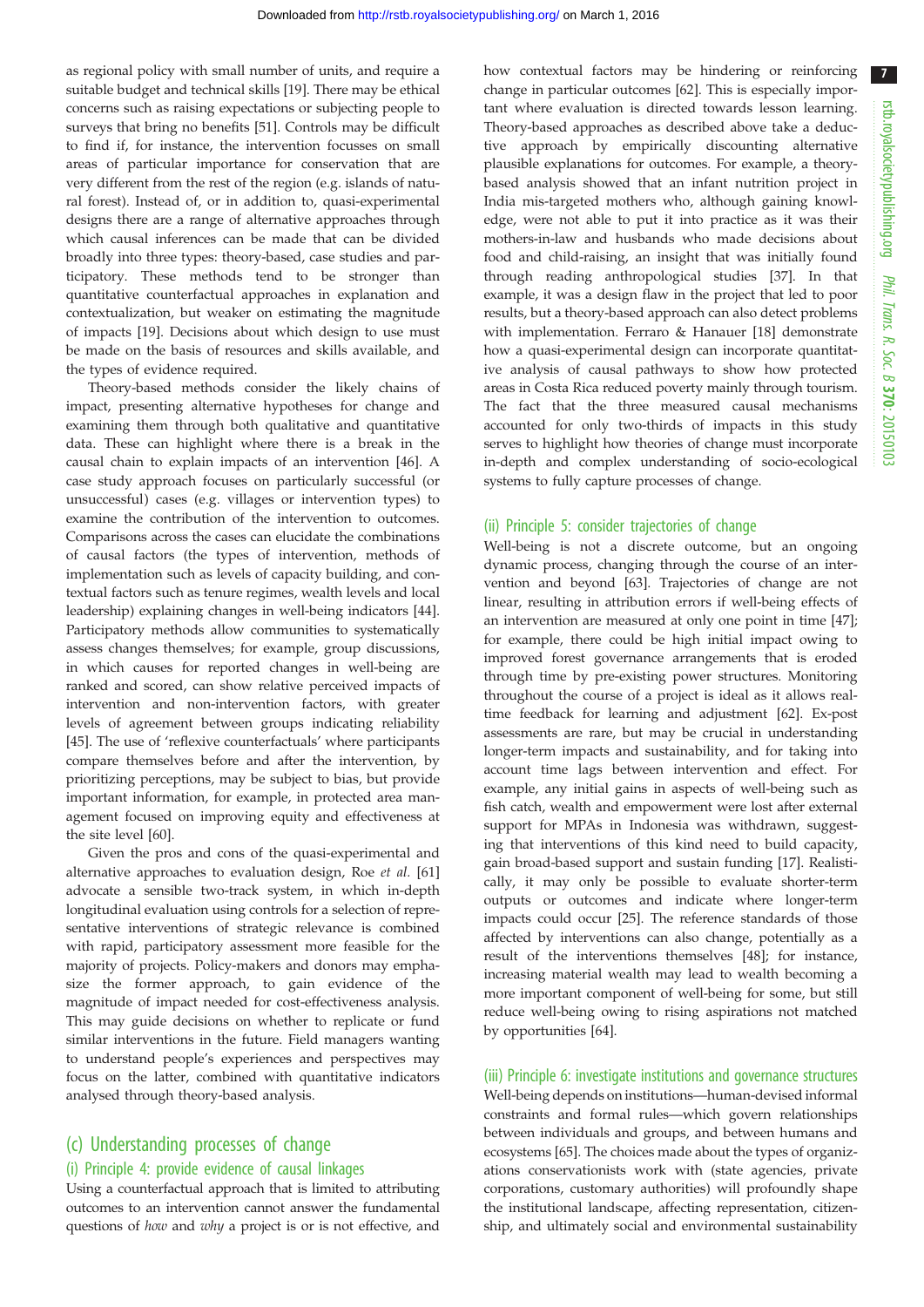as regional policy with small number of units, and require a suitable budget and technical skills [19]. There may be ethical concerns such as raising expectations or subjecting people to surveys that bring no benefits [51]. Controls may be difficult to find if, for instance, the intervention focusses on small areas of particular importance for conservation that are very different from the rest of the region (e.g. islands of natural forest). Instead of, or in addition to, quasi-experimental designs there are a range of alternative approaches through which causal inferences can be made that can be divided broadly into three types: theory-based, case studies and participatory. These methods tend to be stronger than quantitative counterfactual approaches in explanation and contextualization, but weaker on estimating the magnitude of impacts [19]. Decisions about which design to use must be made on the basis of resources and skills available, and the types of evidence required.

Theory-based methods consider the likely chains of impact, presenting alternative hypotheses for change and examining them through both qualitative and quantitative data. These can highlight where there is a break in the causal chain to explain impacts of an intervention [46]. A case study approach focuses on particularly successful (or unsuccessful) cases (e.g. villages or intervention types) to examine the contribution of the intervention to outcomes. Comparisons across the cases can elucidate the combinations of causal factors (the types of intervention, methods of implementation such as levels of capacity building, and contextual factors such as tenure regimes, wealth levels and local leadership) explaining changes in well-being indicators [44]. Participatory methods allow communities to systematically assess changes themselves; for example, group discussions, in which causes for reported changes in well-being are ranked and scored, can show relative perceived impacts of intervention and non-intervention factors, with greater levels of agreement between groups indicating reliability [45]. The use of 'reflexive counterfactuals' where participants compare themselves before and after the intervention, by prioritizing perceptions, may be subject to bias, but provide important information, for example, in protected area management focused on improving equity and effectiveness at the site level [60].

Given the pros and cons of the quasi-experimental and alternative approaches to evaluation design, Roe *et al.* [61] advocate a sensible two-track system, in which in-depth longitudinal evaluation using controls for a selection of representative interventions of strategic relevance is combined with rapid, participatory assessment more feasible for the majority of projects. Policy-makers and donors may emphasize the former approach, to gain evidence of the magnitude of impact needed for cost-effectiveness analysis. This may guide decisions on whether to replicate or fund similar interventions in the future. Field managers wanting to understand people's experiences and perspectives may focus on the latter, combined with quantitative indicators analysed through theory-based analysis.

## (c) Understanding processes of change

### (i) Principle 4: provide evidence of causal linkages

Using a counterfactual approach that is limited to attributing outcomes to an intervention cannot answer the fundamental questions of *how* and *why* a project is or is not effective, and how contextual factors may be hindering or reinforcing change in particular outcomes [62]. This is especially important where evaluation is directed towards lesson learning. Theory-based approaches as described above take a deductive approach by empirically discounting alternative plausible explanations for outcomes. For example, a theory-based analysis showed that an infant nutrition project in India mis-targeted mothers who, although gaining knowledge, were not able to put it into practice as it was their mothers-in-law and husbands who made decisions about food and child-raising, an insight that was initially found through reading anthropological studies [37]. In that example, it was a design flaw in the project that led to poor results, but a theory-based approach can also detect problems with implementation. Ferraro & Hanauer [18] demonstrate how a quasi-experimental design can incorporate quantitative analysis of causal pathways to show how protected areas in Costa Rica reduced poverty mainly through tourism. The fact that the three measured causal mechanisms accounted for only two-thirds of impacts in this study serves to highlight how theories of change must incorporate in-depth and complex understanding of socio-ecological systems to fully capture processes of change.

### (ii) Principle 5: consider trajectories of change

Well-being is not a discrete outcome, but an ongoing dynamic process, changing through the course of an intervention and beyond [63]. Trajectories of change are not linear, resulting in attribution errors if well-being effects of an intervention are measured at only one point in time [47]; for example, there could be high initial impact owing to improved forest governance arrangements that is eroded through time by pre-existing power structures. Monitoring throughout the course of a project is ideal as it allows real-time feedback for learning and adjustment [62]. Ex-post assessments are rare, but may be crucial in understanding longer-term impacts and sustainability, and for taking into account time lags between intervention and effect. For example, any initial gains in aspects of well-being such as fish catch, wealth and empowerment were lost after external support for MPAs in Indonesia was withdrawn, suggesting that interventions of this kind need to build capacity, gain broad-based support and sustain funding [17]. Realistically, it may only be possible to evaluate shorter-term outputs or outcomes and indicate where longer-term impacts could occur [25]. The reference standards of those affected by interventions can also change, potentially as a result of the interventions themselves [48]; for instance, increasing material wealth may lead to wealth becoming a more important component of well-being for some, but still reduce well-being owing to rising aspirations not matched by opportunities [64].

### (iii) Principle 6: investigate institutions and governance structures

Well-being depends on institutions—human-devised informal constraints and formal rules—which govern relationships between individuals and groups, and between humans and ecosystems [65]. The choices made about the types of organizations conservationists work with (state agencies, private corporations, customary authorities) will profoundly shape the institutional landscape, affecting representation, citizenship, and ultimately social and environmental sustainability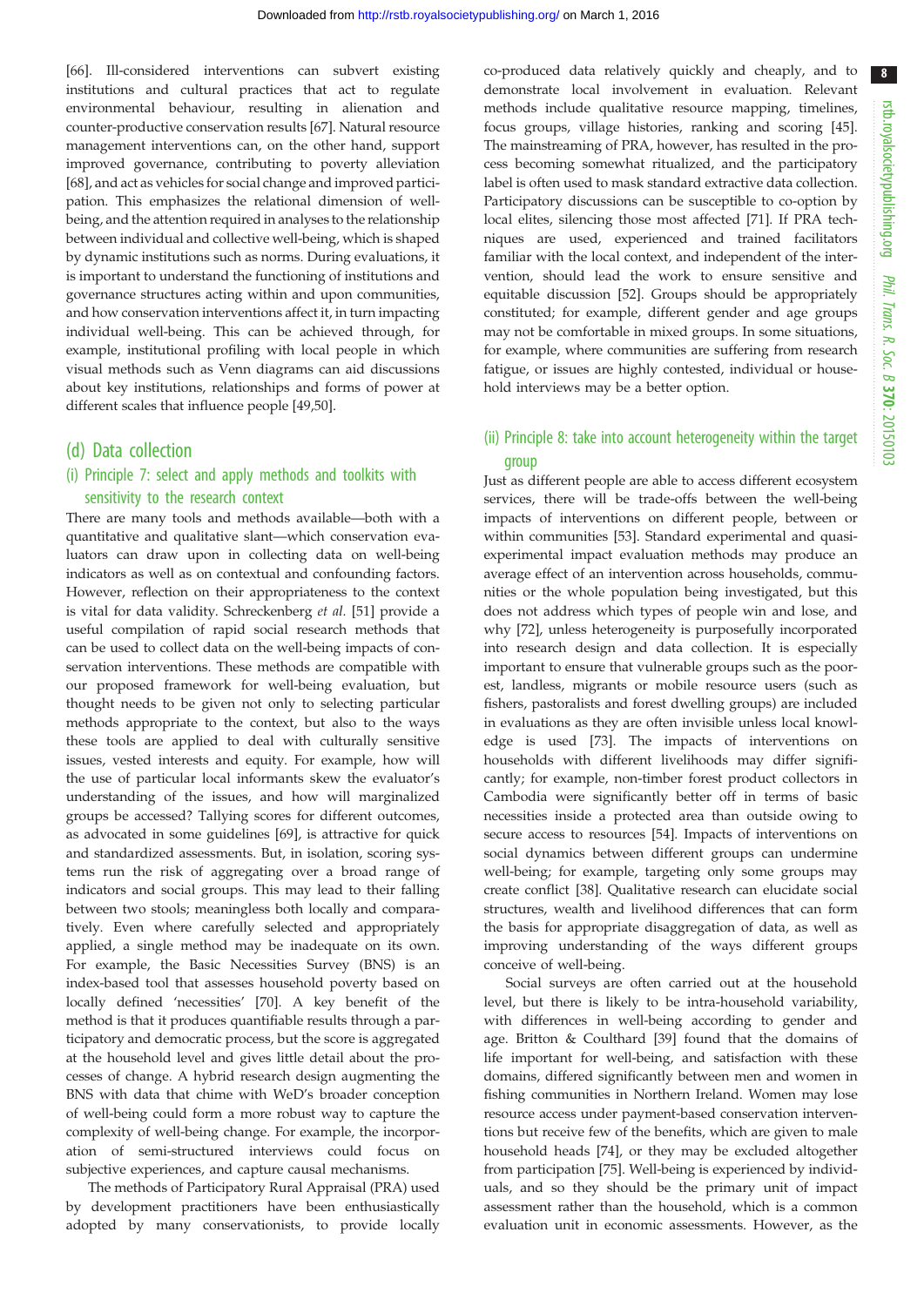[66]. Ill-considered interventions can subvert existing institutions and cultural practices that act to regulate environmental behaviour, resulting in alienation and counter-productive conservation results [67]. Natural resource management interventions can, on the other hand, support improved governance, contributing to poverty alleviation [68], and act as vehicles for social change and improved participation. This emphasizes the relational dimension of well-being, and the attention required in analyses to the relationship between individual and collective well-being, which is shaped by dynamic institutions such as norms. During evaluations, it is important to understand the functioning of institutions and governance structures acting within and upon communities, and how conservation interventions affect it, in turn impacting individual well-being. This can be achieved through, for example, institutional profiling with local people in which visual methods such as Venn diagrams can aid discussions about key institutions, relationships and forms of power at different scales that influence people [49,50].

## (d) Data collection

### (i) Principle 7: select and apply methods and toolkits with sensitivity to the research context

There are many tools and methods available—both with a quantitative and qualitative slant—which conservation evaluators can draw upon in collecting data on well-being indicators as well as on contextual and confounding factors. However, reflection on their appropriateness to the context is vital for data validity. Schreckenberg *et al.* [51] provide a useful compilation of rapid social research methods that can be used to collect data on the well-being impacts of conservation interventions. These methods are compatible with our proposed framework for well-being evaluation, but thought needs to be given not only to selecting particular methods appropriate to the context, but also to the ways these tools are applied to deal with culturally sensitive issues, vested interests and equity. For example, how will the use of particular local informants skew the evaluator's understanding of the issues, and how will marginalized groups be accessed? Tallying scores for different outcomes, as advocated in some guidelines [69], is attractive for quick and standardized assessments. But, in isolation, scoring systems run the risk of aggregating over a broad range of indicators and social groups. This may lead to their falling between two stools; meaningless both locally and comparatively. Even where carefully selected and appropriately applied, a single method may be inadequate on its own. For example, the Basic Necessities Survey (BNS) is an index-based tool that assesses household poverty based on locally defined 'necessities' [70]. A key benefit of the method is that it produces quantifiable results through a participatory and democratic process, but the score is aggregated at the household level and gives little detail about the processes of change. A hybrid research design augmenting the BNS with data that chime with WeD's broader conception of well-being could form a more robust way to capture the complexity of well-being change. For example, the incorporation of semi-structured interviews could focus on subjective experiences, and capture causal mechanisms.

The methods of Participatory Rural Appraisal (PRA) used by development practitioners have been enthusiastically adopted by many conservationists, to provide locally co-produced data relatively quickly and cheaply, and to demonstrate local involvement in evaluation. Relevant methods include qualitative resource mapping, timelines, focus groups, village histories, ranking and scoring [45]. The mainstreaming of PRA, however, has resulted in the process becoming somewhat ritualized, and the participatory label is often used to mask standard extractive data collection. Participatory discussions can be susceptible to co-option by local elites, silencing those most affected [71]. If PRA techniques are used, experienced and trained facilitators familiar with the local context, and independent of the intervention, should lead the work to ensure sensitive and equitable discussion [52]. Groups should be appropriately constituted; for example, different gender and age groups may not be comfortable in mixed groups. In some situations, for example, where communities are suffering from research fatigue, or issues are highly contested, individual or household interviews may be a better option.

### (ii) Principle 8: take into account heterogeneity within the target group

Just as different people are able to access different ecosystem services, there will be trade-offs between the well-being impacts of interventions on different people, between or within communities [53]. Standard experimental and quasi-experimental impact evaluation methods may produce an average effect of an intervention across households, communities or the whole population being investigated, but this does not address which types of people win and lose, and why [72], unless heterogeneity is purposefully incorporated into research design and data collection. It is especially important to ensure that vulnerable groups such as the poorest, landless, migrants or mobile resource users (such as fishers, pastoralists and forest dwelling groups) are included in evaluations as they are often invisible unless local knowledge is used [73]. The impacts of interventions on households with different livelihoods may differ significantly; for example, non-timber forest product collectors in Cambodia were significantly better off in terms of basic necessities inside a protected area than outside owing to secure access to resources [54]. Impacts of interventions on social dynamics between different groups can undermine well-being; for example, targeting only some groups may create conflict [38]. Qualitative research can elucidate social structures, wealth and livelihood differences that can form the basis for appropriate disaggregation of data, as well as improving understanding of the ways different groups conceive of well-being.

Social surveys are often carried out at the household level, but there is likely to be intra-household variability, with differences in well-being according to gender and age. Britton & Coulthard [39] found that the domains of life important for well-being, and satisfaction with these domains, differed significantly between men and women in fishing communities in Northern Ireland. Women may lose resource access under payment-based conservation interventions but receive few of the benefits, which are given to male household heads [74], or they may be excluded altogether from participation [75]. Well-being is experienced by individuals, and so they should be the primary unit of impact assessment rather than the household, which is a common evaluation unit in economic assessments. However, as the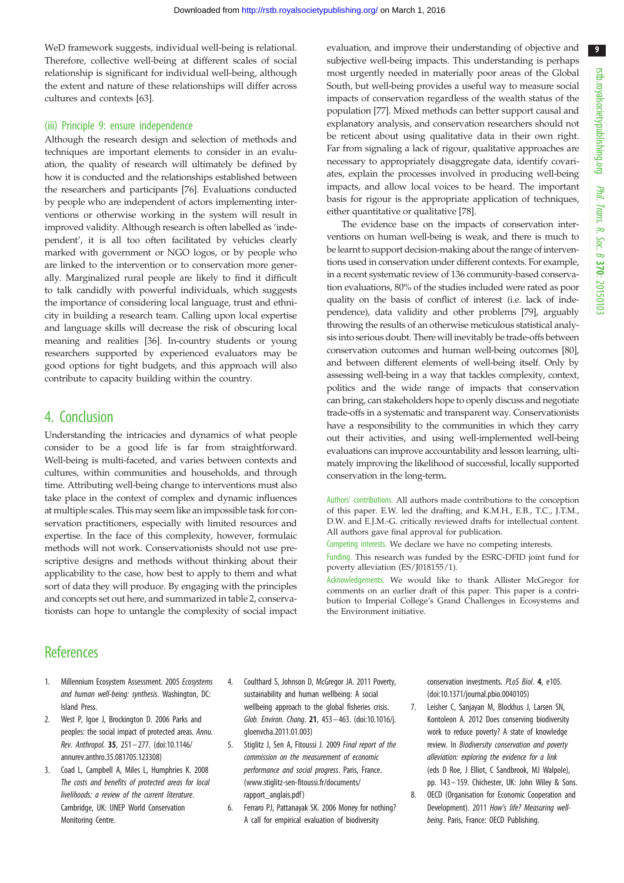WeD framework suggests, individual well-being is relational. Therefore, collective well-being at different scales of social relationship is significant for individual well-being, although the extent and nature of these relationships will differ across cultures and contexts [63].

### (iii) Principle 9: ensure independence

Although the research design and selection of methods and techniques are important elements to consider in an evaluation, the quality of research will ultimately be defined by how it is conducted and the relationships established between the researchers and participants [76]. Evaluations conducted by people who are independent of actors implementing interventions or otherwise working in the system will result in improved validity. Although research is often labelled as 'independent', it is all too often facilitated by vehicles clearly marked with government or NGO logos, or by people who are linked to the intervention or to conservation more generally. Marginalized rural people are likely to find it difficult to talk candidly with powerful individuals, which suggests the importance of considering local language, trust and ethnicity in building a research team. Calling upon local expertise and language skills will decrease the risk of obscuring local meaning and realities [36]. In-country students or young researchers supported by experienced evaluators may be good options for tight budgets, and this approach will also contribute to capacity building within the country.

## 4. Conclusion

Understanding the intricacies and dynamics of what people consider to be a good life is far from straightforward. Well-being is multi-faceted, and varies between contexts and cultures, within communities and households, and through time. Attributing well-being change to interventions must also take place in the context of complex and dynamic influences at multiple scales. This may seem like an impossible task for conservation practitioners, especially with limited resources and expertise. In the face of this complexity, however, formulaic methods will not work. Conservationists should not use prescriptive designs and methods without thinking about their applicability to the case, how best to apply to them and what sort of data they will produce. By engaging with the principles and concepts set out here, and summarized in table 2, conservationists can hope to untangle the complexity of social impact evaluation, and improve their understanding of objective and subjective well-being impacts. This understanding is perhaps most urgently needed in materially poor areas of the Global South, but well-being provides a useful way to measure social impacts of conservation regardless of the wealth status of the population [77]. Mixed methods can better support causal and explanatory analysis, and conservation researchers should not be reticent about using qualitative data in their own right. Far from signaling a lack of rigour, qualitative approaches are necessary to appropriately disaggregate data, identify covariates, explain the processes involved in producing well-being impacts, and allow local voices to be heard. The important basis for rigour is the appropriate application of techniques, either quantitative or qualitative [78].

The evidence base on the impacts of conservation interventions on human well-being is weak, and there is much to be learnt to support decision-making about the range of interventions used in conservation under different contexts. For example, in a recent systematic review of 136 community-based conservation evaluations, 80% of the studies included were rated as poor quality on the basis of conflict of interest (i.e. lack of independence), data validity and other problems [79], arguably throwing the results of an otherwise meticulous statistical analysis into serious doubt. There will inevitably be trade-offs between conservation outcomes and human well-being outcomes [80], and between different elements of well-being itself. Only by assessing well-being in a way that tackles complexity, context, politics and the wide range of impacts that conservation can bring, can stakeholders hope to openly discuss and negotiate trade-offs in a systematic and transparent way. Conservationists have a responsibility to the communities in which they carry out their activities, and using well-implemented well-being evaluations can improve accountability and lesson learning, ultimately improving the likelihood of successful, locally supported conservation in the long-term.

Authors' contributions. All authors made contributions to the conception of this paper. E.W. led the drafting, and K.M.H., E.B., T.C., J.T.M., D.W. and E.J.M.-G. critically reviewed drafts for intellectual content. All authors gave final approval for publication.

Competing interests. We declare we have no competing interests.

Funding. This research was funded by the ESRC-DFID joint fund for poverty alleviation (ES/J018155/1).

Acknowledgements. We would like to thank Allister McGregor for comments on an earlier draft of this paper. This paper is a contribution to Imperial College's Grand Challenges in Ecosystems and the Environment initiative.

## References

1. Millennium Ecosystem Assessment. 2005 *Ecosystems and human well-being: synthesis*. Washington, DC: Island Press.
2. West P, Igoe J, Brockington D. 2006 Parks and peoples: the social impact of protected areas. *Annu. Rev. Anthropol.* **35**, 251–277. (doi:10.1146/annurev.anthro.35.081705.123308)
3. Coad L, Campbell A, Miles L, Humphries K. 2008 *The costs and benefits of protected areas for local livelihoods: a review of the current literature*. Cambridge, UK: UNEP World Conservation Monitoring Centre.
4. Coulthard S, Johnson D, McGregor JA. 2011 Poverty, sustainability and human wellbeing: A social wellbeing approach to the global fisheries crisis. *Glob. Environ. Chang.* **21**, 453–463. (doi:10.1016/j.gloenvcha.2011.01.003)
5. Stiglitz J, Sen A, Fitoussi J. 2009 *Final report of the commission on the measurement of economic performance and social progress*. Paris, France. (www.stiglitz-sen-fitoussi.fr/documents/rapport_anglais.pdf)
6. Ferraro PJ, Pattanayak SK. 2006 Money for nothing? A call for empirical evaluation of biodiversity conservation investments. *PLoS Biol*. **4**, e105. (doi:10.1371/journal.pbio.0040105)
7. Leisher C, Sanjayan M, Blockhus J, Larsen SN, Kontoleon A. 2012 Does conserving biodiversity work to reduce poverty? A state of knowledge review. In *Biodiversity conservation and poverty alleviation: exploring the evidence for a link* (eds D Roe, J Elliot, C Sandbrook, MJ Walpole), pp. 143–159. Chichester, UK: John Wiley & Sons.
8. OECD (Organisation for Economic Cooperation and Development). 2011 *How's life? Measuring well-being*. Paris, France: OECD Publishing.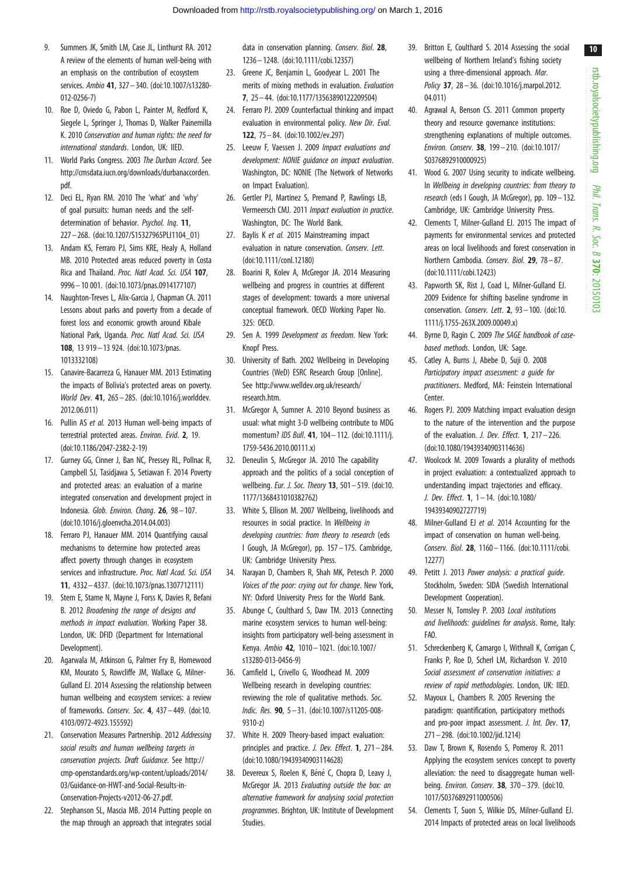9. Summers JK, Smith LM, Case JL, Linthurst RA. 2012 A review of the elements of human well-being with an emphasis on the contribution of ecosystem services. *Ambio* **41**, 327–340. (doi:10.1007/s13280-012-0256-7)
10. Roe D, Oviedo G, Pabon L, Painter M, Redford K, Siegele L, Springer J, Thomas D, Walker Painemilla K. 2010 *Conservation and human rights: the need for international standards*. London, UK: IIED.
11. World Parks Congress. 2003 *The Durban Accord*. See http://cmsdata.iucn.org/downloads/durbanaccorden.pdf.
12. Deci EL, Ryan RM. 2010 The 'what' and 'why' of goal pursuits: human needs and the self-determination of behavior. *Psychol. Inq.* **11**, 227–268. (doi:10.1207/S15327965PLI1104_01)
13. Andam KS, Ferraro PJ, Sims KRE, Healy A, Holland MB. 2010 Protected areas reduced poverty in Costa Rica and Thailand. *Proc. Natl Acad. Sci. USA* **107**, 9996–10 001. (doi:10.1073/pnas.0914177107)
14. Naughton-Treves L, Alix-Garcia J, Chapman CA. 2011 Lessons about parks and poverty from a decade of forest loss and economic growth around Kibale National Park, Uganda. *Proc. Natl Acad. Sci. USA* **108**, 13 919–13 924. (doi:10.1073/pnas.1013332108)
15. Canavire-Bacarreza G, Hanauer MM. 2013 Estimating the impacts of Bolivia's protected areas on poverty. *World Dev.* **41**, 265–285. (doi:10.1016/j.worlddev.2012.06.011)
16. Pullin AS *et al.* 2013 Human well-being impacts of terrestrial protected areas. *Environ. Evid.* **2**, 19. (doi:10.1186/2047-2382-2-19)
17. Gurney GG, Cinner J, Ban NC, Pressey RL, Pollnac R, Campbell SJ, Tasidjawa S, Setiawan F. 2014 Poverty and protected areas: an evaluation of a marine integrated conservation and development project in Indonesia. *Glob. Environ. Chang.* **26**, 98–107. (doi:10.1016/j.gloenvcha.2014.04.003)
18. Ferraro PJ, Hanauer MM. 2014 Quantifying causal mechanisms to determine how protected areas affect poverty through changes in ecosystem services and infrastructure. *Proc. Natl Acad. Sci. USA* **11**, 4332–4337. (doi:10.1073/pnas.1307712111)
19. Stern E, Stame N, Mayne J, Forss K, Davies R, Befani B. 2012 *Broadening the range of designs and methods in impact evaluation*. Working Paper 38. London, UK: DFID (Department for International Development).
20. Agarwala M, Atkinson G, Palmer Fry B, Homewood KM, Mourato S, Rowcliffe JM, Wallace G, Milner-Gulland EJ. 2014 Assessing the relationship between human wellbeing and ecosystem services: a review of frameworks. *Conserv. Soc.* **4**, 437–449. (doi:10.4103/0972-4923.155592)
21. Conservation Measures Partnership. 2012 *Addressing social results and human wellbeing targets in conservation projects. Draft Guidance*. See http://cmp-openstandards.org/wp-content/uploads/2014/03/Guidance-on-HWT-and-Social-Results-in-Conservation-Projects-v2012-06-27.pdf.
22. Stephanson SL, Mascia MB. 2014 Putting people on the map through an approach that integrates social data in conservation planning. *Conserv. Biol.* **28**, 1236–1248. (doi:10.1111/cobi.12357)
23. Greene JC, Benjamin L, Goodyear L. 2001 The merits of mixing methods in evaluation. *Evaluation* **7**, 25–44. (doi:10.1177/13563890122209504)
24. Ferraro PJ. 2009 Counterfactual thinking and impact evaluation in environmental policy. *New Dir. Eval.* **122**, 75–84. (doi:10.1002/ev.297)
25. Leeuw F, Vaessen J. 2009 *Impact evaluations and development: NONIE guidance on impact evaluation*. Washington, DC: NONIE (The Network of Networks on Impact Evaluation).
26. Gertler PJ, Martinez S, Premand P, Rawlings LB, Vermeersch CMJ. 2011 *Impact evaluation in practice*. Washington, DC: The World Bank.
27. Baylis K *et al.* 2015 Mainstreaming impact evaluation in nature conservation. *Conserv. Lett.* (doi:10.1111/conl.12180)
28. Boarini R, Kolev A, McGregor JA. 2014 Measuring wellbeing and progress in countries at different stages of development: towards a more universal conceptual framework. OECD Working Paper No. 325: OECD.
29. Sen A. 1999 *Development as freedom*. New York: Knopf Press.
30. University of Bath. 2002 Wellbeing in Developing Countries (WeD) ESRC Research Group [Online]. See http://www.welldev.org.uk/research/research.htm.
31. McGregor A, Sumner A. 2010 Beyond business as usual: what might 3-D wellbeing contribute to MDG momentum? *IDS Bull.* **41**, 104–112. (doi:10.1111/j.1759-5436.2010.00111.x)
32. Deneulin S, McGregor JA. 2010 The capability approach and the politics of a social conception of wellbeing. *Eur. J. Soc. Theory* **13**, 501–519. (doi:10.1177/1368431010382762)
33. White S, Ellison M. 2007 Wellbeing, livelihoods and resources in social practice. In *Wellbeing in developing countries: from theory to research* (eds I Gough, JA McGregor), pp. 157–175. Cambridge, UK: Cambridge University Press.
34. Narayan D, Chambers R, Shah MK, Petesch P. 2000 *Voices of the poor: crying out for change*. New York, NY: Oxford University Press for the World Bank.
35. Abunge C, Coulthard S, Daw TM. 2013 Connecting marine ecosystem services to human well-being: insights from participatory well-being assessment in Kenya. *Ambio* **42**, 1010–1021. (doi:10.1007/s13280-013-0456-9)
36. Camfield L, Crivello G, Woodhead M. 2009 Wellbeing research in developing countries: reviewing the role of qualitative methods. *Soc. Indic. Res.* **90**, 5–31. (doi:10.1007/s11205-008-9310-z)
37. White H. 2009 Theory-based impact evaluation: principles and practice. *J. Dev. Effect.* **1**, 271–284. (doi:10.1080/19439340903114628)
38. Devereux S, Roelen K, Béné C, Chopra D, Leavy J, McGregor JA. 2013 *Evaluating outside the box: an alternative framework for analysing social protection programmes*. Brighton, UK: Institute of Development Studies.
39. Britton E, Coulthard S. 2014 Assessing the social wellbeing of Northern Ireland's fishing society using a three-dimensional approach. *Mar. Policy* **37**, 28–36. (doi:10.1016/j.marpol.2012.04.011)
40. Agrawal A, Benson CS. 2011 Common property theory and resource governance institutions: strengthening explanations of multiple outcomes. *Environ. Conserv.* **38**, 199–210. (doi:10.1017/S0376892910000925)
41. Wood G. 2007 Using security to indicate wellbeing. In *Wellbeing in developing countries: from theory to research* (eds I Gough, JA McGregor), pp. 109–132. Cambridge, UK: Cambridge University Press.
42. Clements T, Milner-Gulland EJ. 2015 The impact of payments for environmental services and protected areas on local livelihoods and forest conservation in Northern Cambodia. *Conserv. Biol.* **29**, 78–87. (doi:10.1111/cobi.12423)
43. Papworth SK, Rist J, Coad L, Milner-Gulland EJ. 2009 Evidence for shifting baseline syndrome in conservation. *Conserv. Lett.* **2**, 93–100. (doi:10.1111/j.1755-263X.2009.00049.x)
44. Byrne D, Ragin C. 2009 *The SAGE handbook of case-based methods*. London, UK: Sage.
45. Catley A, Burns J, Abebe D, Suji O. 2008 *Participatory impact assessment: a guide for practitioners*. Medford, MA: Feinstein International Center.
46. Rogers PJ. 2009 Matching impact evaluation design to the nature of the intervention and the purpose of the evaluation. *J. Dev. Effect.* **1**, 217–226. (doi:10.1080/19439340903114636)
47. Woolcock M. 2009 Towards a plurality of methods in project evaluation: a contextualized approach to understanding impact trajectories and efficacy. *J. Dev. Effect.* **1**, 1–14. (doi:10.1080/19439340902727719)
48. Milner-Gulland EJ *et al.* 2014 Accounting for the impact of conservation on human well-being. *Conserv. Biol.* **28**, 1160–1166. (doi:10.1111/cobi.12277)
49. Petitt J. 2013 *Power analysis: a practical guide*. Stockholm, Sweden: SIDA (Swedish International Development Cooperation).
50. Messer N, Tomsley P. 2003 *Local institutions and livelihoods: guidelines for analysis*. Rome, Italy: FAO.
51. Schreckenberg K, Camargo I, Withnall K, Corrigan C, Franks P, Roe D, Scherl LM, Richardson V. 2010 *Social assessment of conservation initiatives: a review of rapid methodologies*. London, UK: IIED.
52. Mayoux L, Chambers R. 2005 Reversing the paradigm: quantification, participatory methods and pro-poor impact assessment. *J. Int. Dev.* **17**, 271–298. (doi:10.1002/jid.1214)
53. Daw T, Brown K, Rosendo S, Pomeroy R. 2011 Applying the ecosystem services concept to poverty alleviation: the need to disaggregate human well-being. *Environ. Conserv.* **38**, 370–379. (doi:10.1017/S0376892911000506)
54. Clements T, Suon S, Wilkie DS, Milner-Gulland EJ. 2014 Impacts of protected areas on local livelihoods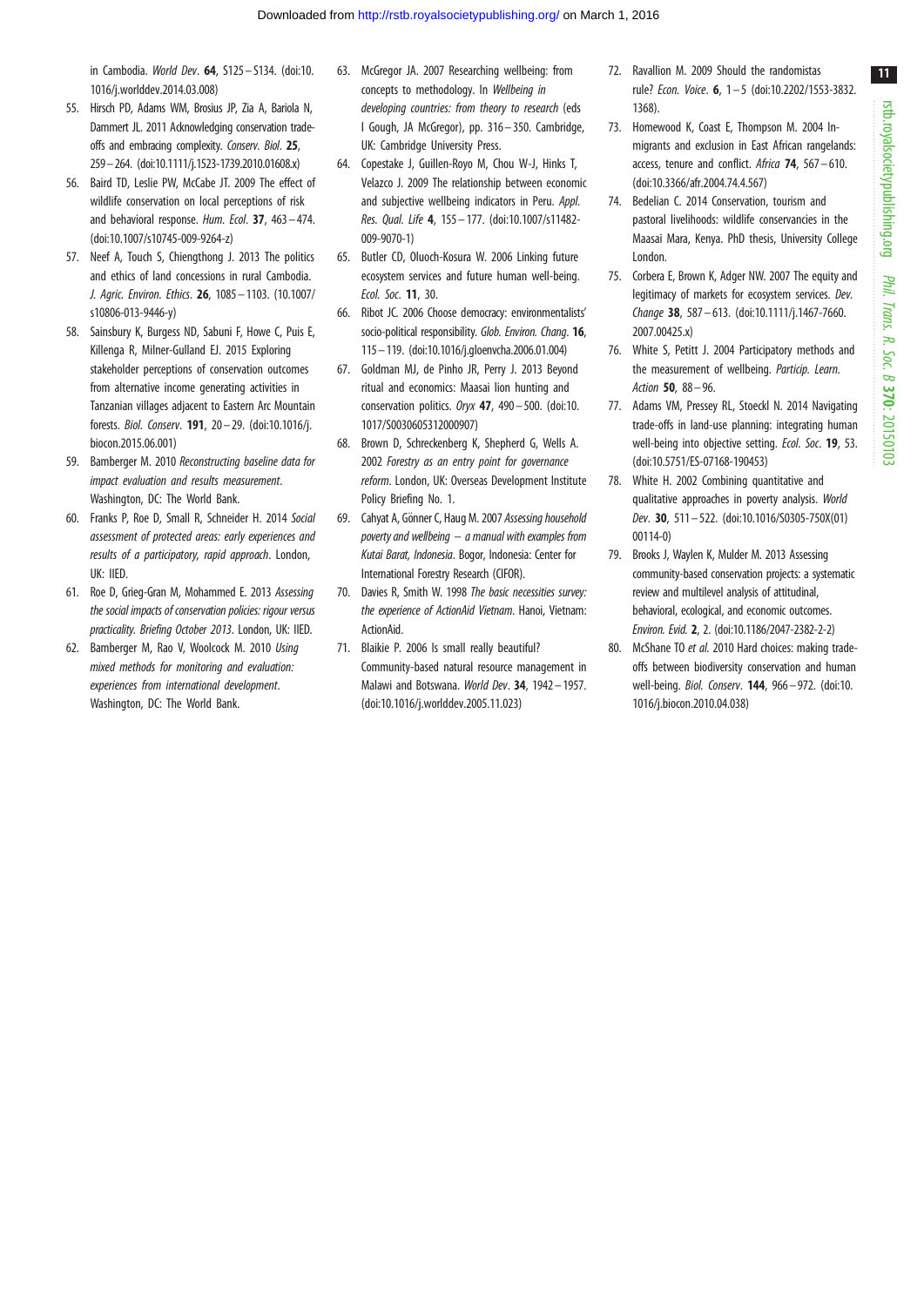in Cambodia. *World Dev*. **64**, S125–S134. (doi:10.1016/j.worlddev.2014.03.008)

55. Hirsch PD, Adams WM, Brosius JP, Zia A, Bariola N, Dammert JL. 2011 Acknowledging conservation trade-offs and embracing complexity. *Conserv. Biol*. **25**, 259–264. (doi:10.1111/j.1523-1739.2010.01608.x)
56. Baird TD, Leslie PW, McCabe JT. 2009 The effect of wildlife conservation on local perceptions of risk and behavioral response. *Hum. Ecol*. **37**, 463–474. (doi:10.1007/s10745-009-9264-z)
57. Neef A, Touch S, Chiengthong J. 2013 The politics and ethics of land concessions in rural Cambodia. *J. Agric. Environ. Ethics*. **26**, 1085–1103. (10.1007/s10806-013-9446-y)
58. Sainsbury K, Burgess ND, Sabuni F, Howe C, Puis E, Killenga R, Milner-Gulland EJ. 2015 Exploring stakeholder perceptions of conservation outcomes from alternative income generating activities in Tanzanian villages adjacent to Eastern Arc Mountain forests. *Biol. Conserv*. **191**, 20–29. (doi:10.1016/j.biocon.2015.06.001)
59. Bamberger M. 2010 *Reconstructing baseline data for impact evaluation and results measurement*. Washington, DC: The World Bank.
60. Franks P, Roe D, Small R, Schneider H. 2014 *Social assessment of protected areas: early experiences and results of a participatory, rapid approach*. London, UK: IIED.
61. Roe D, Grieg-Gran M, Mohammed E. 2013 *Assessing the social impacts of conservation policies: rigour versus practicality. Briefing October 2013*. London, UK: IIED.
62. Bamberger M, Rao V, Woolcock M. 2010 *Using mixed methods for monitoring and evaluation: experiences from international development*. Washington, DC: The World Bank.
63. McGregor JA. 2007 Researching wellbeing: from concepts to methodology. In *Wellbeing in developing countries: from theory to research* (eds I Gough, JA McGregor), pp. 316–350. Cambridge, UK: Cambridge University Press.
64. Copestake J, Guillen-Royo M, Chou W-J, Hinks T, Velazco J. 2009 The relationship between economic and subjective wellbeing indicators in Peru. *Appl. Res. Qual. Life* **4**, 155–177. (doi:10.1007/s11482-009-9070-1)
65. Butler CD, Oluoch-Kosura W. 2006 Linking future ecosystem services and future human well-being. *Ecol. Soc*. **11**, 30.
66. Ribot JC. 2006 Choose democracy: environmentalists' socio-political responsibility. *Glob. Environ. Chang*. **16**, 115–119. (doi:10.1016/j.gloenvcha.2006.01.004)
67. Goldman MJ, de Pinho JR, Perry J. 2013 Beyond ritual and economics: Maasai lion hunting and conservation politics. *Oryx* **47**, 490–500. (doi:10.1017/S0030605312000907)
68. Brown D, Schreckenberg K, Shepherd G, Wells A. 2002 *Forestry as an entry point for governance reform*. London, UK: Overseas Development Institute Policy Briefing No. 1.
69. Cahyat A, Gönner C, Haug M. 2007 *Assessing household poverty and wellbeing – a manual with examples from Kutai Barat, Indonesia*. Bogor, Indonesia: Center for International Forestry Research (CIFOR).
70. Davies R, Smith W. 1998 *The basic necessities survey: the experience of ActionAid Vietnam*. Hanoi, Vietnam: ActionAid.
71. Blaikie P. 2006 Is small really beautiful? Community-based natural resource management in Malawi and Botswana. *World Dev*. **34**, 1942–1957. (doi:10.1016/j.worlddev.2005.11.023)
72. Ravallion M. 2009 Should the randomistas rule? *Econ. Voice*. **6**, 1–5 (doi:10.2202/1553-3832.1368).
73. Homewood K, Coast E, Thompson M. 2004 In-migrants and exclusion in East African rangelands: access, tenure and conflict. *Africa* **74**, 567–610. (doi:10.3366/afr.2004.74.4.567)
74. Bedelian C. 2014 Conservation, tourism and pastoral livelihoods: wildlife conservancies in the Maasai Mara, Kenya. PhD thesis, University College London.
75. Corbera E, Brown K, Adger NW. 2007 The equity and legitimacy of markets for ecosystem services. *Dev. Change* **38**, 587–613. (doi:10.1111/j.1467-7660.2007.00425.x)
76. White S, Petitt J. 2004 Participatory methods and the measurement of wellbeing. *Particip. Learn. Action* **50**, 88–96.
77. Adams VM, Pressey RL, Stoeckl N. 2014 Navigating trade-offs in land-use planning: integrating human well-being into objective setting. *Ecol. Soc*. **19**, 53. (doi:10.5751/ES-07168-190453)
78. White H. 2002 Combining quantitative and qualitative approaches in poverty analysis. *World Dev*. **30**, 511–522. (doi:10.1016/S0305-750X(01)00114-0)
79. Brooks J, Waylen K, Mulder M. 2013 Assessing community-based conservation projects: a systematic review and multilevel analysis of attitudinal, behavioral, ecological, and economic outcomes. *Environ. Evid*. **2**, 2. (doi:10.1186/2047-2382-2-2)
80. McShane TO *et al.* 2010 Hard choices: making trade-offs between biodiversity conservation and human well-being. *Biol. Conserv*. **144**, 966–972. (doi:10.1016/j.biocon.2010.04.038)